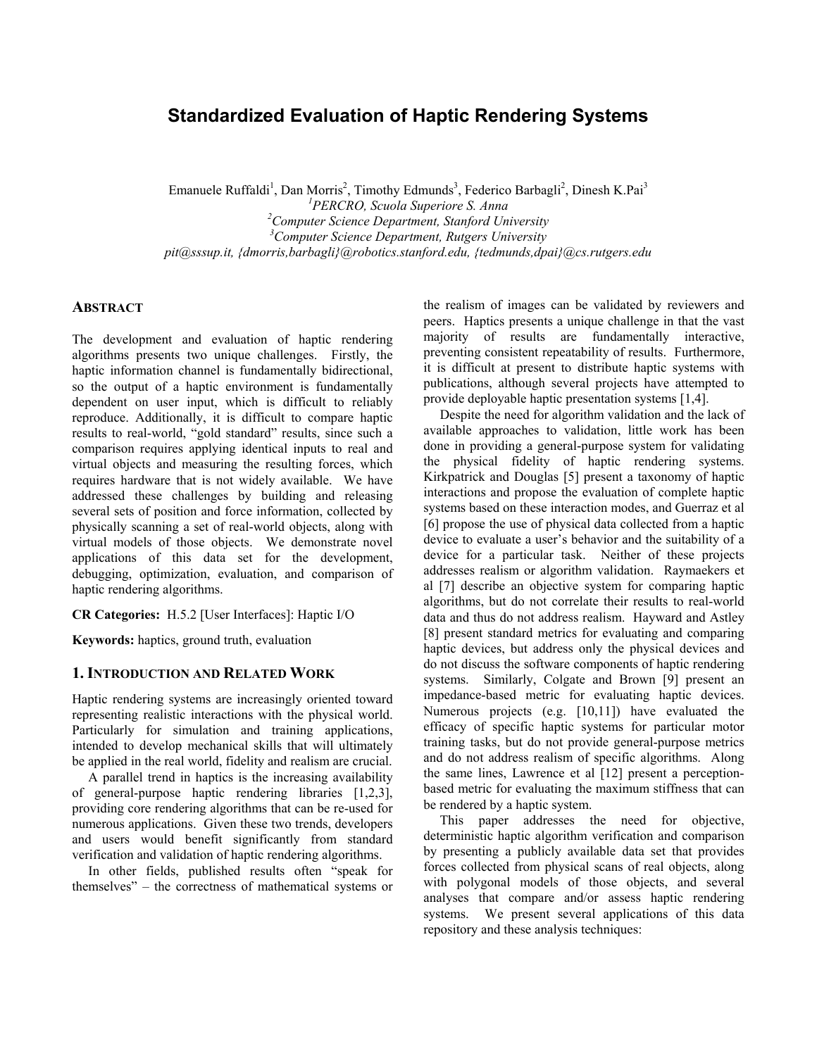# Standardized Evaluation of Haptic Rendering Systems

Emanuele Ruffaldi[1], Dan Morris[2], Timothy Edmunds[3], Federico Barbagli[2], Dinesh K.Pai[3]

[1]*PERCRO, Scuola Superiore S. Anna*
[2]*Computer Science Department, Stanford University*
[3]*Computer Science Department, Rutgers University*
*pit@sssup.it, {dmorris,barbagli}@robotics.stanford.edu, {tedmunds,dpai}@cs.rutgers.edu*

## Abstract

The development and evaluation of haptic rendering algorithms presents two unique challenges. Firstly, the haptic information channel is fundamentally bidirectional, so the output of a haptic environment is fundamentally dependent on user input, which is difficult to reliably reproduce. Additionally, it is difficult to compare haptic results to real-world, "gold standard" results, since such a comparison requires applying identical inputs to real and virtual objects and measuring the resulting forces, which requires hardware that is not widely available. We have addressed these challenges by building and releasing several sets of position and force information, collected by physically scanning a set of real-world objects, along with virtual models of those objects. We demonstrate novel applications of this data set for the development, debugging, optimization, evaluation, and comparison of haptic rendering algorithms.

**CR Categories:** H.5.2 [User Interfaces]: Haptic I/O

**Keywords:** haptics, ground truth, evaluation

## 1. Introduction and Related Work

Haptic rendering systems are increasingly oriented toward representing realistic interactions with the physical world. Particularly for simulation and training applications, intended to develop mechanical skills that will ultimately be applied in the real world, fidelity and realism are crucial.

A parallel trend in haptics is the increasing availability of general-purpose haptic rendering libraries [1,2,3], providing core rendering algorithms that can be re-used for numerous applications. Given these two trends, developers and users would benefit significantly from standard verification and validation of haptic rendering algorithms.

In other fields, published results often "speak for themselves" – the correctness of mathematical systems or the realism of images can be validated by reviewers and peers. Haptics presents a unique challenge in that the vast majority of results are fundamentally interactive, preventing consistent repeatability of results. Furthermore, it is difficult at present to distribute haptic systems with publications, although several projects have attempted to provide deployable haptic presentation systems [1,4].

Despite the need for algorithm validation and the lack of available approaches to validation, little work has been done in providing a general-purpose system for validating the physical fidelity of haptic rendering systems. Kirkpatrick and Douglas [5] present a taxonomy of haptic interactions and propose the evaluation of complete haptic systems based on these interaction modes, and Guerraz et al [6] propose the use of physical data collected from a haptic device to evaluate a user's behavior and the suitability of a device for a particular task. Neither of these projects addresses realism or algorithm validation. Raymaekers et al [7] describe an objective system for comparing haptic algorithms, but do not correlate their results to real-world data and thus do not address realism. Hayward and Astley [8] present standard metrics for evaluating and comparing haptic devices, but address only the physical devices and do not discuss the software components of haptic rendering systems. Similarly, Colgate and Brown [9] present an impedance-based metric for evaluating haptic devices. Numerous projects (e.g. [10,11]) have evaluated the efficacy of specific haptic systems for particular motor training tasks, but do not provide general-purpose metrics and do not address realism of specific algorithms. Along the same lines, Lawrence et al [12] present a perception-based metric for evaluating the maximum stiffness that can be rendered by a haptic system.

This paper addresses the need for objective, deterministic haptic algorithm verification and comparison by presenting a publicly available data set that provides forces collected from physical scans of real objects, along with polygonal models of those objects, and several analyses that compare and/or assess haptic rendering systems. We present several applications of this data repository and these analysis techniques: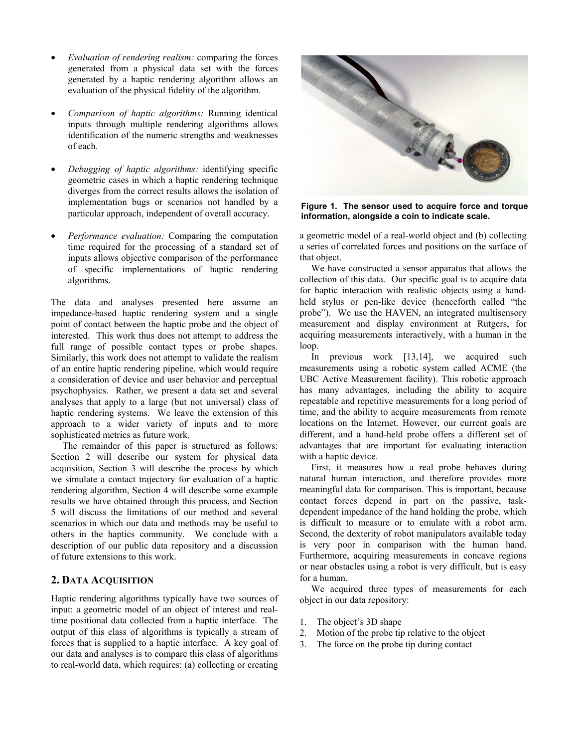- *Evaluation of rendering realism:* comparing the forces generated from a physical data set with the forces generated by a haptic rendering algorithm allows an evaluation of the physical fidelity of the algorithm.

- *Comparison of haptic algorithms:* Running identical inputs through multiple rendering algorithms allows identification of the numeric strengths and weaknesses of each.

- *Debugging of haptic algorithms:* identifying specific geometric cases in which a haptic rendering technique diverges from the correct results allows the isolation of implementation bugs or scenarios not handled by a particular approach, independent of overall accuracy.

- *Performance evaluation:* Comparing the computation time required for the processing of a standard set of inputs allows objective comparison of the performance of specific implementations of haptic rendering algorithms.

The data and analyses presented here assume an impedance-based haptic rendering system and a single point of contact between the haptic probe and the object of interested. This work thus does not attempt to address the full range of possible contact types or probe shapes. Similarly, this work does not attempt to validate the realism of an entire haptic rendering pipeline, which would require a consideration of device and user behavior and perceptual psychophysics. Rather, we present a data set and several analyses that apply to a large (but not universal) class of haptic rendering systems. We leave the extension of this approach to a wider variety of inputs and to more sophisticated metrics as future work.

The remainder of this paper is structured as follows: Section 2 will describe our system for physical data acquisition, Section 3 will describe the process by which we simulate a contact trajectory for evaluation of a haptic rendering algorithm, Section 4 will describe some example results we have obtained through this process, and Section 5 will discuss the limitations of our method and several scenarios in which our data and methods may be useful to others in the haptics community. We conclude with a description of our public data repository and a discussion of future extensions to this work.

## 2. DATA ACQUISITION

Haptic rendering algorithms typically have two sources of input: a geometric model of an object of interest and real-time positional data collected from a haptic interface. The output of this class of algorithms is typically a stream of forces that is supplied to a haptic interface. A key goal of our data and analyses is to compare this class of algorithms to real-world data, which requires: (a) collecting or creating a geometric model of a real-world object and (b) collecting a series of correlated forces and positions on the surface of that object.

**Figure 1. The sensor used to acquire force and torque information, alongside a coin to indicate scale.**

We have constructed a sensor apparatus that allows the collection of this data. Our specific goal is to acquire data for haptic interaction with realistic objects using a hand-held stylus or pen-like device (henceforth called "the probe"). We use the HAVEN, an integrated multisensory measurement and display environment at Rutgers, for acquiring measurements interactively, with a human in the loop.

In previous work [13,14], we acquired such measurements using a robotic system called ACME (the UBC Active Measurement facility). This robotic approach has many advantages, including the ability to acquire repeatable and repetitive measurements for a long period of time, and the ability to acquire measurements from remote locations on the Internet. However, our current goals are different, and a hand-held probe offers a different set of advantages that are important for evaluating interaction with a haptic device.

First, it measures how a real probe behaves during natural human interaction, and therefore provides more meaningful data for comparison. This is important, because contact forces depend in part on the passive, task-dependent impedance of the hand holding the probe, which is difficult to measure or to emulate with a robot arm. Second, the dexterity of robot manipulators available today is very poor in comparison with the human hand. Furthermore, acquiring measurements in concave regions or near obstacles using a robot is very difficult, but is easy for a human.

We acquired three types of measurements for each object in our data repository:

1. The object's 3D shape
2. Motion of the probe tip relative to the object
3. The force on the probe tip during contact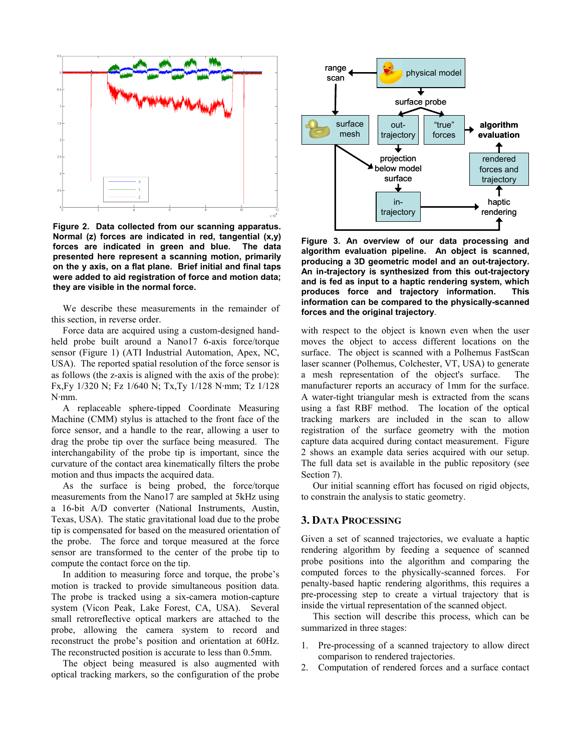**Figure 2. Data collected from our scanning apparatus. Normal (z) forces are indicated in red, tangential (x,y) forces are indicated in green and blue. The data presented here represent a scanning motion, primarily on the y axis, on a flat plane. Brief initial and final taps were added to aid registration of force and motion data; they are visible in the normal force.**

We describe these measurements in the remainder of this section, in reverse order.

Force data are acquired using a custom-designed hand-held probe built around a Nano17 6-axis force/torque sensor (Figure 1) (ATI Industrial Automation, Apex, NC, USA). The reported spatial resolution of the force sensor is as follows (the z-axis is aligned with the axis of the probe): Fx,Fy 1/320 N; Fz 1/640 N; Tx,Ty 1/128 N·mm; Tz 1/128 N·mm.

A replaceable sphere-tipped Coordinate Measuring Machine (CMM) stylus is attached to the front face of the force sensor, and a handle to the rear, allowing a user to drag the probe tip over the surface being measured. The interchangability of the probe tip is important, since the curvature of the contact area kinematically filters the probe motion and thus impacts the acquired data.

As the surface is being probed, the force/torque measurements from the Nano17 are sampled at 5kHz using a 16-bit A/D converter (National Instruments, Austin, Texas, USA). The static gravitational load due to the probe tip is compensated for based on the measured orientation of the probe. The force and torque measured at the force sensor are transformed to the center of the probe tip to compute the contact force on the tip.

In addition to measuring force and torque, the probe's motion is tracked to provide simultaneous position data. The probe is tracked using a six-camera motion-capture system (Vicon Peak, Lake Forest, CA, USA). Several small retroreflective optical markers are attached to the probe, allowing the camera system to record and reconstruct the probe's position and orientation at 60Hz. The reconstructed position is accurate to less than 0.5mm.

The object being measured is also augmented with optical tracking markers, so the configuration of the probe with respect to the object is known even when the user moves the object to access different locations on the surface. The object is scanned with a Polhemus FastScan laser scanner (Polhemus, Colchester, VT, USA) to generate a mesh representation of the object's surface. The manufacturer reports an accuracy of 1mm for the surface. A water-tight triangular mesh is extracted from the scans using a fast RBF method. The location of the optical tracking markers are included in the scan to allow registration of the surface geometry with the motion capture data acquired during contact measurement. Figure 2 shows an example data series acquired with our setup. The full data set is available in the public repository (see Section 7).

Our initial scanning effort has focused on rigid objects, to constrain the analysis to static geometry.

**Figure 3. An overview of our data processing and algorithm evaluation pipeline. An object is scanned, producing a 3D geometric model and an out-trajectory. An in-trajectory is synthesized from this out-trajectory and is fed as input to a haptic rendering system, which produces force and trajectory information. This information can be compared to the physically-scanned forces and the original trajectory.**

## 3. DATA PROCESSING

Given a set of scanned trajectories, we evaluate a haptic rendering algorithm by feeding a sequence of scanned probe positions into the algorithm and comparing the computed forces to the physically-scanned forces. For penalty-based haptic rendering algorithms, this requires a pre-processing step to create a virtual trajectory that is inside the virtual representation of the scanned object.

This section will describe this process, which can be summarized in three stages:

1. Pre-processing of a scanned trajectory to allow direct comparison to rendered trajectories.
2. Computation of rendered forces and a surface contact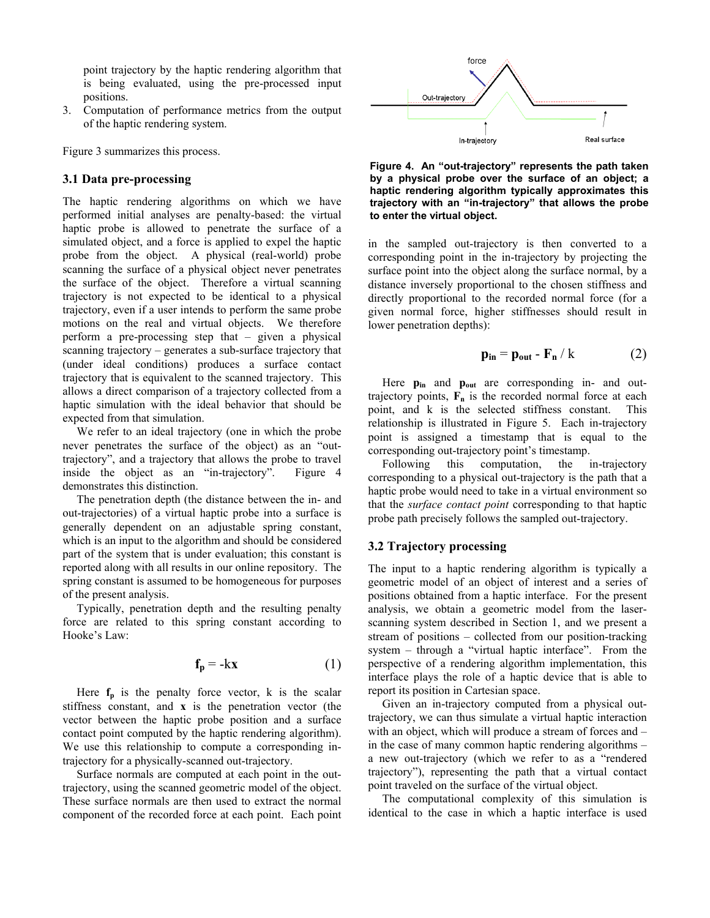point trajectory by the haptic rendering algorithm that is being evaluated, using the pre-processed input positions.

3. Computation of performance metrics from the output of the haptic rendering system.

Figure 3 summarizes this process.

### 3.1 Data pre-processing

The haptic rendering algorithms on which we have performed initial analyses are penalty-based: the virtual haptic probe is allowed to penetrate the surface of a simulated object, and a force is applied to expel the haptic probe from the object. A physical (real-world) probe scanning the surface of a physical object never penetrates the surface of the object. Therefore a virtual scanning trajectory is not expected to be identical to a physical trajectory, even if a user intends to perform the same probe motions on the real and virtual objects. We therefore perform a pre-processing step that – given a physical scanning trajectory – generates a sub-surface trajectory that (under ideal conditions) produces a surface contact trajectory that is equivalent to the scanned trajectory. This allows a direct comparison of a trajectory collected from a haptic simulation with the ideal behavior that should be expected from that simulation.

We refer to an ideal trajectory (one in which the probe never penetrates the surface of the object) as an "out-trajectory", and a trajectory that allows the probe to travel inside the object as "in-trajectory". Figure 4 demonstrates this distinction.

The penetration depth (the distance between the in- and out-trajectories) of a virtual haptic probe into a surface is generally dependent on an adjustable spring constant, which is an input to the algorithm and should be considered part of the system that is under evaluation; this constant is reported along with all results in our online repository. The spring constant is assumed to be homogeneous for purposes of the present analysis.

Typically, penetration depth and the resulting penalty force are related to this spring constant according to Hooke's Law:

$$\mathbf{f_p} = -k\mathbf{x} \qquad (1)$$

Here $\mathbf{f_p}$ is the penalty force vector, k is the scalar stiffness constant, and $\mathbf{x}$ is the penetration vector (the vector between the haptic probe position and a surface contact point computed by the haptic rendering algorithm). We use this relationship to compute a corresponding in-trajectory for a physically-scanned out-trajectory.

Surface normals are computed at each point in the out-trajectory, using the scanned geometric model of the object. These surface normals are then used to extract the normal component of the recorded force at each point. Each point in the sampled out-trajectory is then converted to a corresponding point in the in-trajectory by projecting the surface point into the object along the surface normal, by a distance inversely proportional to the chosen stiffness and directly proportional to the recorded normal force (for a given normal force, higher stiffnesses should result in lower penetration depths):

**Figure 4. An "out-trajectory" represents the path taken by a physical probe over the surface of an object; a haptic rendering algorithm typically approximates this trajectory with an "in-trajectory" that allows the probe to enter the virtual object.**

$$\mathbf{p_{in}} = \mathbf{p_{out}} - \mathbf{F_n} / k \qquad (2)$$

Here $\mathbf{p_{in}}$ and $\mathbf{p_{out}}$ are corresponding in- and out-trajectory points, $\mathbf{F_n}$ is the recorded normal force at each point, and k is the selected stiffness constant. This relationship is illustrated in Figure 5. Each in-trajectory point is assigned a timestamp that is equal to the corresponding out-trajectory point's timestamp.

Following this computation, the in-trajectory corresponding to a physical out-trajectory is the path that a haptic probe would need to take in a virtual environment so that the *surface contact point* corresponding to that haptic probe path precisely follows the sampled out-trajectory.

### 3.2 Trajectory processing

The input to a haptic rendering algorithm is typically a geometric model of an object of interest and a series of positions obtained from a haptic interface. For the present analysis, we obtain a geometric model from the laser-scanning system described in Section 1, and we present a stream of positions – collected from our position-tracking system – through a "virtual haptic interface". From the perspective of a rendering algorithm implementation, this interface plays the role of a haptic device that is able to report its position in Cartesian space.

Given an in-trajectory computed from a physical out-trajectory, we can thus simulate a virtual haptic interaction with an object, which will produce a stream of forces and – in the case of many common haptic rendering algorithms – a new out-trajectory (which we refer to as a "rendered trajectory"), representing the path that a virtual contact point traveled on the surface of the virtual object.

The computational complexity of this simulation is identical to the case in which a haptic interface is used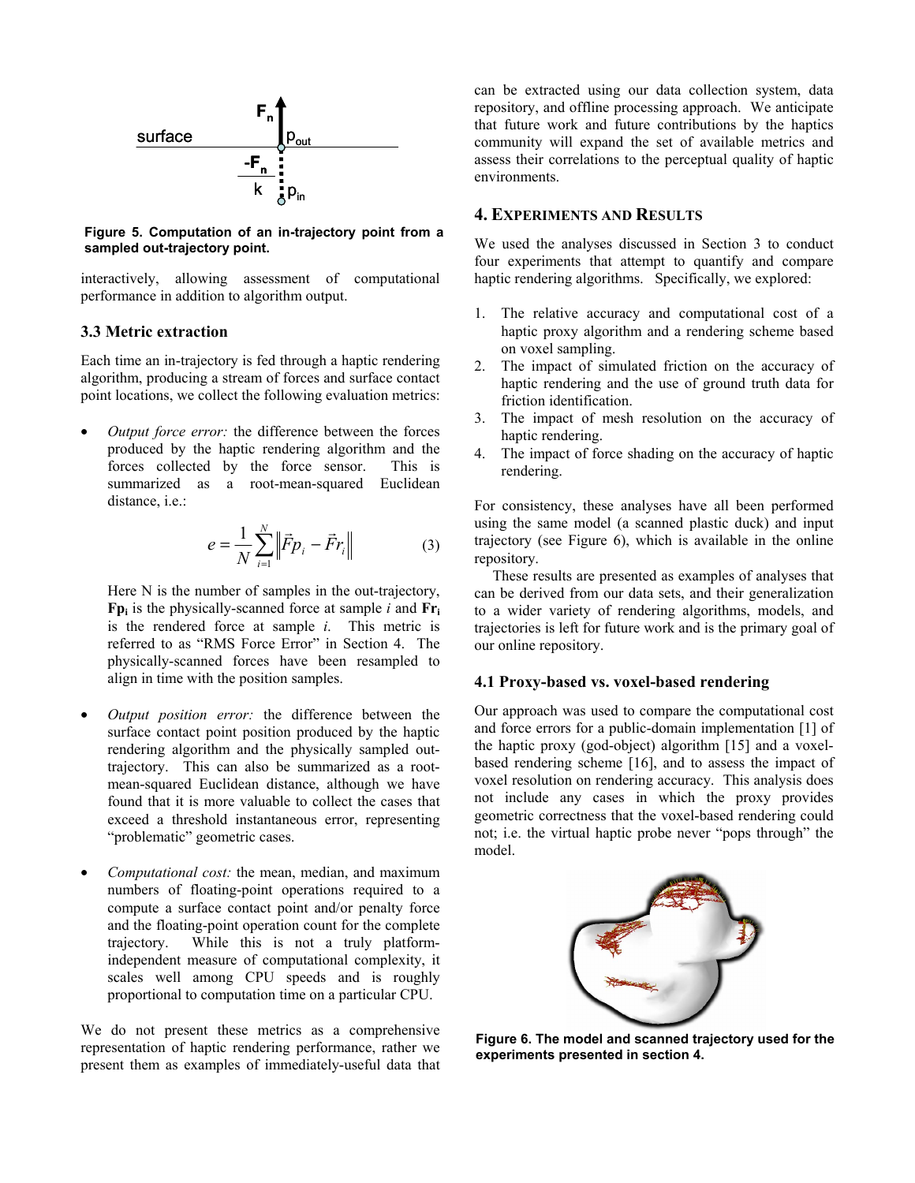Figure 5. Computation of an in-trajectory point from a sampled out-trajectory point.

interactively, allowing assessment of computational performance in addition to algorithm output.

### 3.3 Metric extraction

Each time an in-trajectory is fed through a haptic rendering algorithm, producing a stream of forces and surface contact point locations, we collect the following evaluation metrics:

- *Output force error:* the difference between the forces produced by the haptic rendering algorithm and the forces collected by the force sensor. This is summarized as a root-mean-squared Euclidean distance, i.e.:

$$e = \frac{1}{N}\sum_{i=1}^{N}\left\|\vec{F}p_i - \vec{F}r_i\right\| \tag{3}$$

  Here N is the number of samples in the out-trajectory, $\mathbf{Fp_i}$ is the physically-scanned force at sample *i* and $\mathbf{Fr_i}$ is the rendered force at sample *i*. This metric is referred to as "RMS Force Error" in Section 4. The physically-scanned forces have been resampled to align in time with the position samples.

- *Output position error:* the difference between the surface contact point position produced by the haptic rendering algorithm and the physically sampled out-trajectory. This can also be summarized as a root-mean-squared Euclidean distance, although we have found that it is more valuable to collect the cases that exceed a threshold instantaneous error, representing "problematic" geometric cases.

- *Computational cost:* the mean, median, and maximum numbers of floating-point operations required to a compute a surface contact point and/or penalty force and the floating-point operation count for the complete trajectory. While this is not a truly platform-independent measure of computational complexity, it scales well among CPU speeds and is roughly proportional to computation time on a particular CPU.

We do not present these metrics as a comprehensive representation of haptic rendering performance, rather we present them as examples of immediately-useful data that can be extracted using our data collection system, data repository, and offline processing approach. We anticipate that future work and future contributions by the haptics community will expand the set of available metrics and assess their correlations to the perceptual quality of haptic environments.

## 4. Experiments and Results

We used the analyses discussed in Section 3 to conduct four experiments that attempt to quantify and compare haptic rendering algorithms. Specifically, we explored:

1. The relative accuracy and computational cost of a haptic proxy algorithm and a rendering scheme based on voxel sampling.
2. The impact of simulated friction on the accuracy of haptic rendering and the use of ground truth data for friction identification.
3. The impact of mesh resolution on the accuracy of haptic rendering.
4. The impact of force shading on the accuracy of haptic rendering.

For consistency, these analyses have all been performed using the same model (a scanned plastic duck) and input trajectory (see Figure 6), which is available in the online repository.

These results are presented as examples of analyses that can be derived from our data sets, and their generalization to a wider variety of rendering algorithms, models, and trajectories is left for future work and is the primary goal of our online repository.

### 4.1 Proxy-based vs. voxel-based rendering

Our approach was used to compare the computational cost and force errors for a public-domain implementation [1] of the haptic proxy (god-object) algorithm [15] and a voxel-based rendering scheme [16], and to assess the impact of voxel resolution on rendering accuracy. This analysis does not include any cases in which the proxy provides geometric correctness that the voxel-based rendering could not; i.e. the virtual haptic probe never "pops through" the model.

Figure 6. The model and scanned trajectory used for the experiments presented in section 4.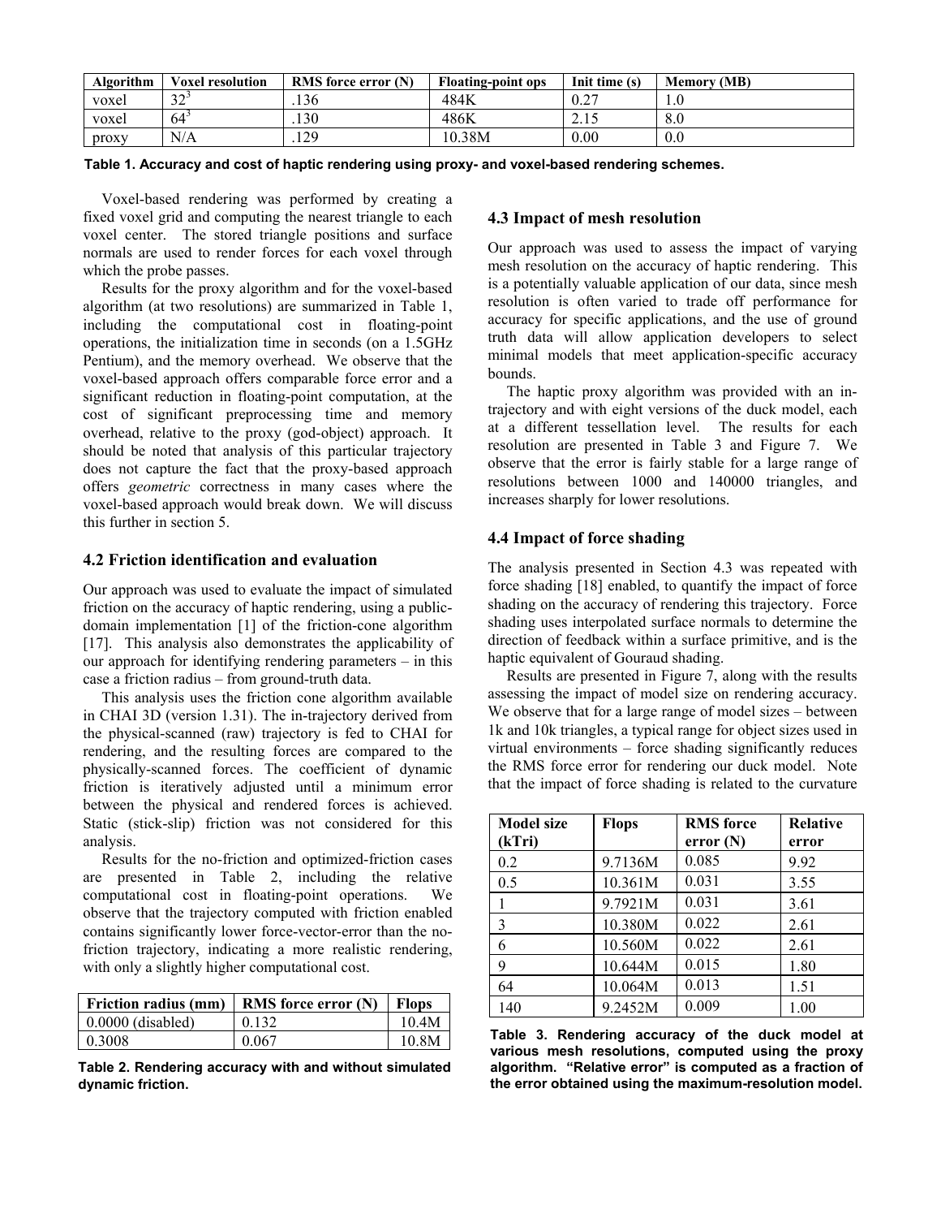| Algorithm | Voxel resolution | RMS force error (N) | Floating-point ops | Init time (s) | Memory (MB) |
|---|---|---|---|---|---|
| voxel | $32^3$ | .136 | 484K | 0.27 | 1.0 |
| voxel | $64^3$ | .130 | 486K | 2.15 | 8.0 |
| proxy | N/A | .129 | 10.38M | 0.00 | 0.0 |

**Table 1. Accuracy and cost of haptic rendering using proxy- and voxel-based rendering schemes.**

Voxel-based rendering was performed by creating a fixed voxel grid and computing the nearest triangle to each voxel center. The stored triangle positions and surface normals are used to render forces for each voxel through which the probe passes.

Results for the proxy algorithm and for the voxel-based algorithm (at two resolutions) are summarized in Table 1, including the computational cost in floating-point operations, the initialization time in seconds (on a 1.5GHz Pentium), and the memory overhead. We observe that the voxel-based approach offers comparable force error and a significant reduction in floating-point computation, at the cost of significant preprocessing time and memory overhead, relative to the proxy (god-object) approach. It should be noted that analysis of this particular trajectory does not capture the fact that the proxy-based approach offers *geometric* correctness in many cases where the voxel-based approach would break down. We will discuss this further in section 5.

### 4.2 Friction identification and evaluation

Our approach was used to evaluate the impact of simulated friction on the accuracy of haptic rendering, using a public-domain implementation [1] of the friction-cone algorithm [17]. This analysis also demonstrates the applicability of our approach for identifying rendering parameters – in this case a friction radius – from ground-truth data.

This analysis uses the friction cone algorithm available in CHAI 3D (version 1.31). The in-trajectory derived from the physical-scanned (raw) trajectory is fed to CHAI for rendering, and the resulting forces are compared to the physically-scanned forces. The coefficient of dynamic friction is iteratively adjusted until a minimum error between the physical and rendered forces is achieved. Static (stick-slip) friction was not considered for this analysis.

Results for the no-friction and optimized-friction cases are presented in Table 2, including the relative computational cost in floating-point operations. We observe that the trajectory computed with friction enabled contains significantly lower force-vector-error than the no-friction trajectory, indicating a more realistic rendering, with only a slightly higher computational cost.

| Friction radius (mm) | RMS force error (N) | Flops |
|---|---|---|
| 0.0000 (disabled) | 0.132 | 10.4M |
| 0.3008 | 0.067 | 10.8M |

**Table 2. Rendering accuracy with and without simulated dynamic friction.**

### 4.3 Impact of mesh resolution

Our approach was used to assess the impact of varying mesh resolution on the accuracy of haptic rendering. This is a potentially valuable application of our data, since mesh resolution is often varied to trade off performance for accuracy for specific applications, and the use of ground truth data will allow application developers to select minimal models that meet application-specific accuracy bounds.

The haptic proxy algorithm was provided with an in-trajectory and with eight versions of the duck model, each at a different tessellation level. The results for each resolution are presented in Table 3 and Figure 7. We observe that the error is fairly stable for a large range of resolutions between 1000 and 140000 triangles, and increases sharply for lower resolutions.

### 4.4 Impact of force shading

The analysis presented in Section 4.3 was repeated with force shading [18] enabled, to quantify the impact of force shading on the accuracy of rendering this trajectory. Force shading uses interpolated surface normals to determine the direction of feedback within a surface primitive, and is the haptic equivalent of Gouraud shading.

Results are presented in Figure 7, along with the results assessing the impact of model size on rendering accuracy. We observe that for a large range of model sizes – between 1k and 10k triangles, a typical range for object sizes used in virtual environments – force shading significantly reduces the RMS force error for rendering our duck model. Note that the impact of force shading is related to the curvature

| Model size (kTri) | Flops | RMS force error (N) | Relative error |
|---|---|---|---|
| 0.2 | 9.7136M | 0.085 | 9.92 |
| 0.5 | 10.361M | 0.031 | 3.55 |
| 1 | 9.7921M | 0.031 | 3.61 |
| 3 | 10.380M | 0.022 | 2.61 |
| 6 | 10.560M | 0.022 | 2.61 |
| 9 | 10.644M | 0.015 | 1.80 |
| 64 | 10.064M | 0.013 | 1.51 |
| 140 | 9.2452M | 0.009 | 1.00 |

**Table 3. Rendering accuracy of the duck model at various mesh resolutions, computed using the proxy algorithm. "Relative error" is computed as a fraction of the error obtained using the maximum-resolution model.**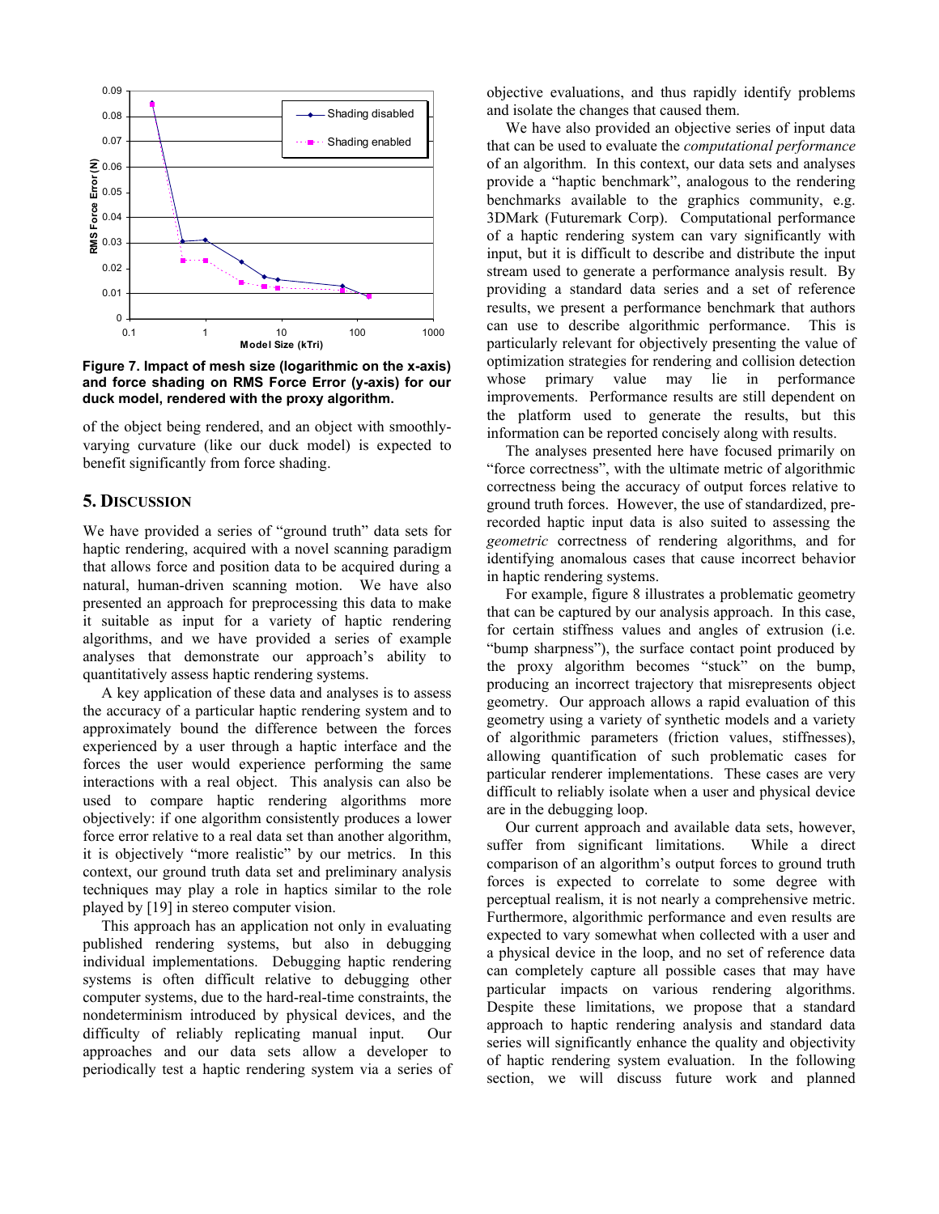0.09
0.08
0.07
0.06
0.05
0.04
0.03
0.02
0.01
0

RMS Force Error (N)

0.1
1
10
100
1000

Model Size (kTri)

Shading disabled

Shading enabled

**Figure 7. Impact of mesh size (logarithmic on the x-axis) and force shading on RMS Force Error (y-axis) for our duck model, rendered with the proxy algorithm.**

of the object being rendered, and an object with smoothly-varying curvature (like our duck model) is expected to benefit significantly from force shading.

## 5. DISCUSSION

We have provided a series of "ground truth" data sets for haptic rendering, acquired with a novel scanning paradigm that allows force and position data to be acquired during a natural, human-driven scanning motion. We have also presented an approach for preprocessing this data to make it suitable as input for a variety of haptic rendering algorithms, and we have provided a series of example analyses that demonstrate our approach's ability to quantitatively assess haptic rendering systems.

A key application of these data and analyses is to assess the accuracy of a particular haptic rendering system and to approximately bound the difference between the forces experienced by a user through a haptic interface and the forces the user would experience performing the same interactions with a real object. This analysis can also be used to compare haptic rendering algorithms more objectively: if one algorithm consistently produces a lower force error relative to a real data set than another algorithm, it is objectively "more realistic" by our metrics. In this context, our ground truth data set and preliminary analysis techniques may play a role in haptics similar to the role played by [19] in stereo computer vision.

This approach has an application not only in evaluating published rendering systems, but also in debugging individual implementations. Debugging haptic rendering systems is often difficult relative to debugging other computer systems, due to the hard-real-time constraints, the nondeterminism introduced by physical devices, and the difficulty of reliably replicating manual input. Our approaches and our data sets allow a developer to periodically test a haptic rendering system via a series of objective evaluations, and thus rapidly identify problems and isolate the changes that caused them.

We have also provided an objective series of input data that can be used to evaluate the *computational performance* of an algorithm. In this context, our data sets and analyses provide a "haptic benchmark", analogous to the rendering benchmarks available to the graphics community, e.g. 3DMark (Futuremark Corp). Computational performance of a haptic rendering system can vary significantly with input, but it is difficult to describe and distribute the input stream used to generate a performance analysis result. By providing a standard data series and a set of reference results, we present a performance benchmark that authors can use to describe algorithmic performance. This is particularly relevant for objectively presenting the value of optimization strategies for rendering and collision detection whose primary value may lie in performance improvements. Performance results are still dependent on the platform used to generate the results, but this information can be reported concisely along with results.

The analyses presented here have focused primarily on "force correctness", with the ultimate metric of algorithmic correctness being the accuracy of output forces relative to ground truth forces. However, the use of standardized, pre-recorded haptic input data is also suited to assessing the *geometric* correctness of rendering algorithms, and for identifying anomalous cases that cause incorrect behavior in haptic rendering systems.

For example, figure 8 illustrates a problematic geometry that can be captured by our analysis approach. In this case, for certain stiffness values and angles of extrusion (i.e. "bump sharpness"), the surface contact point produced by the proxy algorithm becomes "stuck" on the bump, producing an incorrect trajectory that misrepresents object geometry. Our approach allows a rapid evaluation of this geometry using a variety of synthetic models and a variety of algorithmic parameters (friction values, stiffnesses), allowing quantification of such problematic cases for particular renderer implementations. These cases are very difficult to reliably isolate when a user and physical device are in the debugging loop.

Our current approach and available data sets, however, suffer from significant limitations. While a direct comparison of an algorithm's output forces to ground truth forces is expected to correlate to some degree with perceptual realism, it is not nearly a comprehensive metric. Furthermore, algorithmic performance and even results are expected to vary somewhat when collected with a user and a physical device in the loop, and no set of reference data can completely capture all possible cases that may have particular impacts on various rendering algorithms. Despite these limitations, we propose that a standard approach to haptic rendering analysis and standard data series will significantly enhance the quality and objectivity of haptic rendering system evaluation. In the following section, we will discuss future work and planned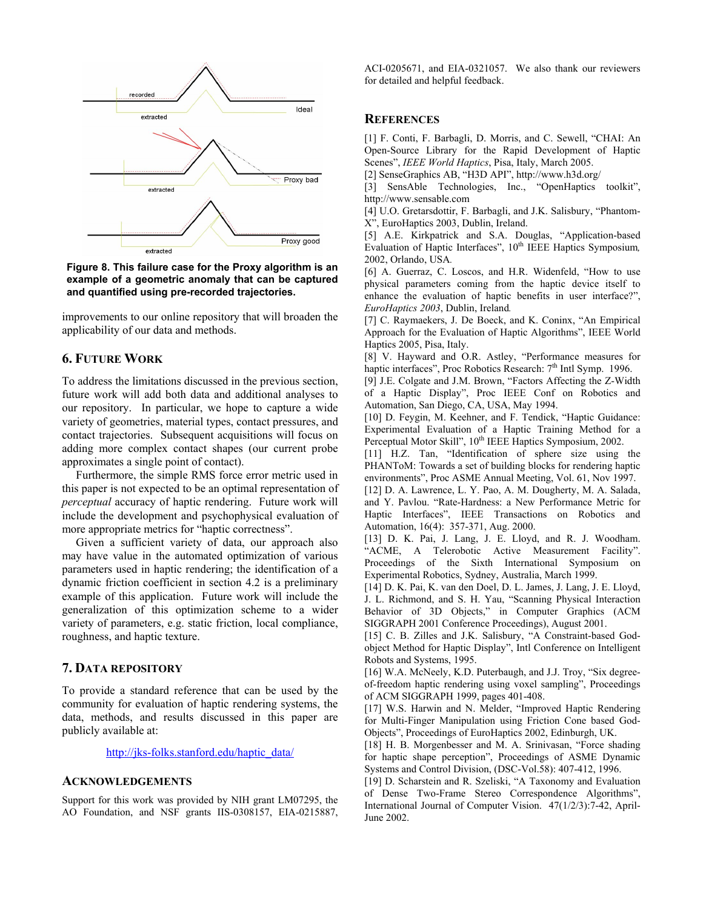recorded

extracted

Ideal

extracted

Proxy bad

extracted

Proxy good

**Figure 8. This failure case for the Proxy algorithm is an example of a geometric anomaly that can be captured and quantified using pre-recorded trajectories.**

improvements to our online repository that will broaden the applicability of our data and methods.

## 6. FUTURE WORK

To address the limitations discussed in the previous section, future work will add both data and additional analyses to our repository. In particular, we hope to capture a wide variety of geometries, material types, contact pressures, and contact trajectories. Subsequent acquisitions will focus on adding more complex contact shapes (our current probe approximates a single point of contact).

Furthermore, the simple RMS force error metric used in this paper is not expected to be an optimal representation of *perceptual* accuracy of haptic rendering. Future work will include the development and psychophysical evaluation of more appropriate metrics for "haptic correctness".

Given a sufficient variety of data, our approach also may have value in the automated optimization of various parameters used in haptic rendering; the identification of a dynamic friction coefficient in section 4.2 is a preliminary example of this application. Future work will include the generalization of this optimization scheme to a wider variety of parameters, e.g. static friction, local compliance, roughness, and haptic texture.

## 7. DATA REPOSITORY

To provide a standard reference that can be used by the community for evaluation of haptic rendering systems, the data, methods, and results discussed in this paper are publicly available at:

http://jks-folks.stanford.edu/haptic_data/

## ACKNOWLEDGEMENTS

Support for this work was provided by NIH grant LM07295, the AO Foundation, and NSF grants IIS-0308157, EIA-0215887, ACI-0205671, and EIA-0321057. We also thank our reviewers for detailed and helpful feedback.

## REFERENCES

[1] F. Conti, F. Barbagli, D. Morris, and C. Sewell, "CHAI: An Open-Source Library for the Rapid Development of Haptic Scenes", *IEEE World Haptics*, Pisa, Italy, March 2005.

[2] SenseGraphics AB, "H3D API", http://www.h3d.org/

[3] SensAble Technologies, Inc., "OpenHaptics toolkit", http://www.sensable.com

[4] U.O. Gretarsdottir, F. Barbagli, and J.K. Salisbury, "Phantom-X", EuroHaptics 2003, Dublin, Ireland.

[5] A.E. Kirkpatrick and S.A. Douglas, "Application-based Evaluation of Haptic Interfaces", 10th IEEE Haptics Symposium, 2002, Orlando, USA.

[6] A. Guerraz, C. Loscos, and H.R. Widenfeld, "How to use physical parameters coming from the haptic device itself to enhance the evaluation of haptic benefits in user interface?", *EuroHaptics 2003*, Dublin, Ireland.

[7] C. Raymaekers, J. De Boeck, and K. Coninx, "An Empirical Approach for the Evaluation of Haptic Algorithms", IEEE World Haptics 2005, Pisa, Italy.

[8] V. Hayward and O.R. Astley, "Performance measures for haptic interfaces", Proc Robotics Research: 7th Intl Symp. 1996.

[9] J.E. Colgate and J.M. Brown, "Factors Affecting the Z-Width of a Haptic Display", Proc IEEE Conf on Robotics and Automation, San Diego, CA, USA, May 1994.

[10] D. Feygin, M. Keehner, and F. Tendick, "Haptic Guidance: Experimental Evaluation of a Haptic Training Method for a Perceptual Motor Skill", 10th IEEE Haptics Symposium, 2002.

[11] H.Z. Tan, "Identification of sphere size using the PHANToM: Towards a set of building blocks for rendering haptic environments", Proc ASME Annual Meeting, Vol. 61, Nov 1997.

[12] D. A. Lawrence, L. Y. Pao, A. M. Dougherty, M. A. Salada, and Y. Pavlou. "Rate-Hardness: a New Performance Metric for Haptic Interfaces", IEEE Transactions on Robotics and Automation, 16(4): 357-371, Aug. 2000.

[13] D. K. Pai, J. Lang, J. E. Lloyd, and R. J. Woodham. "ACME, A Telerobotic Active Measurement Facility". Proceedings of the Sixth International Symposium on Experimental Robotics, Sydney, Australia, March 1999.

[14] D. K. Pai, K. van den Doel, D. L. James, J. Lang, J. E. Lloyd, J. L. Richmond, and S. H. Yau, "Scanning Physical Interaction Behavior of 3D Objects," in Computer Graphics (ACM SIGGRAPH 2001 Conference Proceedings), August 2001.

[15] C. B. Zilles and J.K. Salisbury, "A Constraint-based God-object Method for Haptic Display", Intl Conference on Intelligent Robots and Systems, 1995.

[16] W.A. McNeely, K.D. Puterbaugh, and J.J. Troy, "Six degree-of-freedom haptic rendering using voxel sampling", Proceedings of ACM SIGGRAPH 1999, pages 401-408.

[17] W.S. Harwin and N. Melder, "Improved Haptic Rendering for Multi-Finger Manipulation using Friction Cone based God-Objects", Proceedings of EuroHaptics 2002, Edinburgh, UK.

[18] H. B. Morgenbesser and M. A. Srinivasan, "Force shading for haptic shape perception", Proceedings of ASME Dynamic Systems and Control Division, (DSC-Vol.58): 407-412, 1996.

[19] D. Scharstein and R. Szeliski, "A Taxonomy and Evaluation of Dense Two-Frame Stereo Correspondence Algorithms", International Journal of Computer Vision. 47(1/2/3):7-42, April-June 2002.